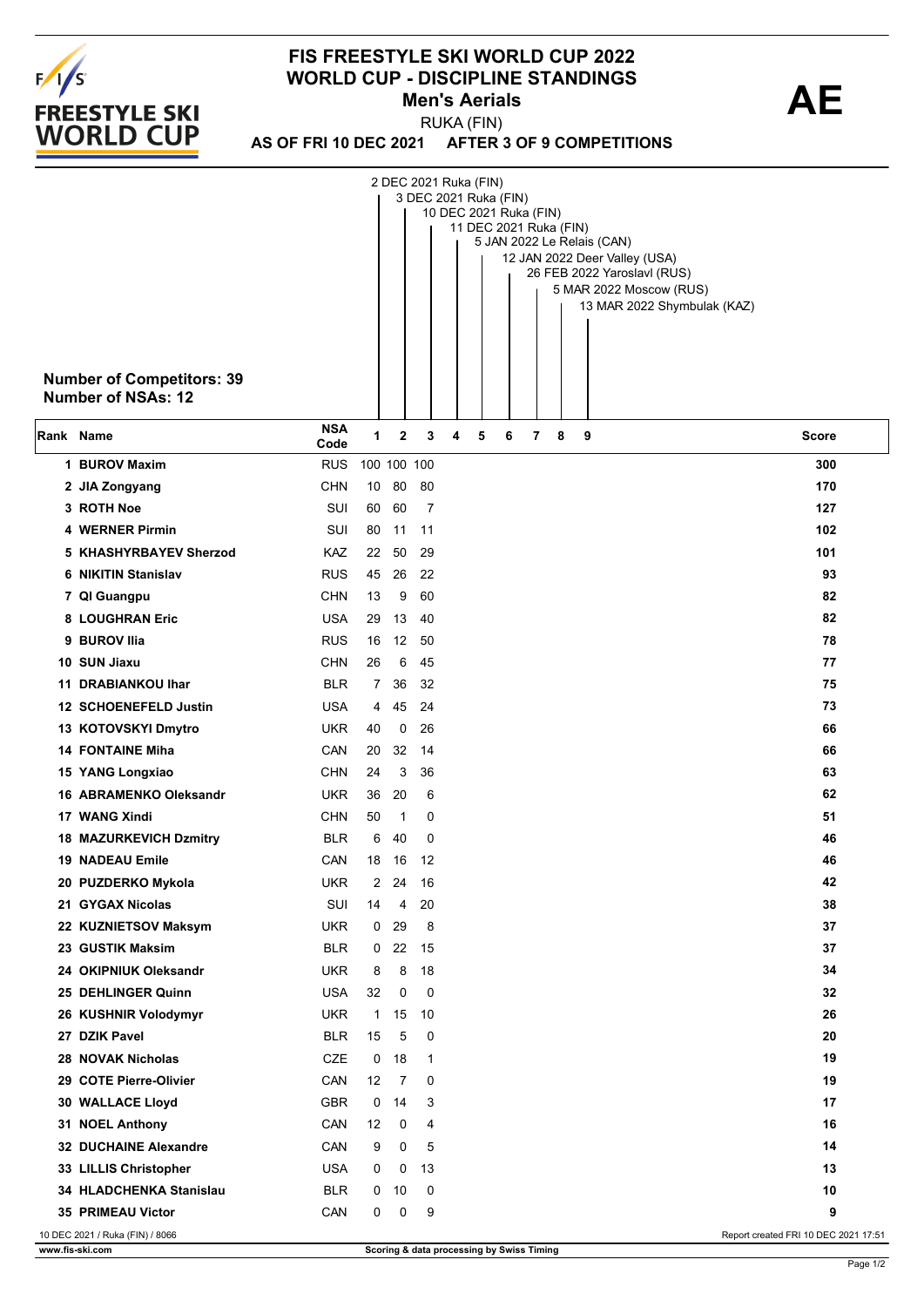# FIS FREESTYLE SKI WORLD CUP 2022

## WORLD CUP - DISCIPLINE STANDINGS

### Men's Aerials

**AE**

RUKA (FIN)

**AS OF FRI 10 DEC 2021 AFTER 3 OF 9 COMPETITIONS**

1. 2 DEC 2021 Ruka (FIN)
2. 3 DEC 2021 Ruka (FIN)
3. 10 DEC 2021 Ruka (FIN)
4. 11 DEC 2021 Ruka (FIN)
5. 5 JAN 2022 Le Relais (CAN)
6. 12 JAN 2022 Deer Valley (USA)
7. 26 FEB 2022 Yaroslavl (RUS)
8. 5 MAR 2022 Moscow (RUS)
9. 13 MAR 2022 Shymbulak (KAZ)

**Number of Competitors: 39**
**Number of NSAs: 12**

| Rank | Name | NSA Code | 1 | 2 | 3 | 4 | 5 | 6 | 7 | 8 | 9 | Score |
|---|---|---|---|---|---|---|---|---|---|---|---|---|
| 1 | BUROV Maxim | RUS | 100 | 100 | 100 | | | | | | | 300 |
| 2 | JIA Zongyang | CHN | 10 | 80 | 80 | | | | | | | 170 |
| 3 | ROTH Noe | SUI | 60 | 60 | 7 | | | | | | | 127 |
| 4 | WERNER Pirmin | SUI | 80 | 11 | 11 | | | | | | | 102 |
| 5 | KHASHYRBAYEV Sherzod | KAZ | 22 | 50 | 29 | | | | | | | 101 |
| 6 | NIKITIN Stanislav | RUS | 45 | 26 | 22 | | | | | | | 93 |
| 7 | QI Guangpu | CHN | 13 | 9 | 60 | | | | | | | 82 |
| 8 | LOUGHRAN Eric | USA | 29 | 13 | 40 | | | | | | | 82 |
| 9 | BUROV Ilia | RUS | 16 | 12 | 50 | | | | | | | 78 |
| 10 | SUN Jiaxu | CHN | 26 | 6 | 45 | | | | | | | 77 |
| 11 | DRABIANKOU Ihar | BLR | 7 | 36 | 32 | | | | | | | 75 |
| 12 | SCHOENEFELD Justin | USA | 4 | 45 | 24 | | | | | | | 73 |
| 13 | KOTOVSKYI Dmytro | UKR | 40 | 0 | 26 | | | | | | | 66 |
| 14 | FONTAINE Miha | CAN | 20 | 32 | 14 | | | | | | | 66 |
| 15 | YANG Longxiao | CHN | 24 | 3 | 36 | | | | | | | 63 |
| 16 | ABRAMENKO Oleksandr | UKR | 36 | 20 | 6 | | | | | | | 62 |
| 17 | WANG Xindi | CHN | 50 | 1 | 0 | | | | | | | 51 |
| 18 | MAZURKEVICH Dzmitry | BLR | 6 | 40 | 0 | | | | | | | 46 |
| 19 | NADEAU Emile | CAN | 18 | 16 | 12 | | | | | | | 46 |
| 20 | PUZDERKO Mykola | UKR | 2 | 24 | 16 | | | | | | | 42 |
| 21 | GYGAX Nicolas | SUI | 14 | 4 | 20 | | | | | | | 38 |
| 22 | KUZNIETSOV Maksym | UKR | 0 | 29 | 8 | | | | | | | 37 |
| 23 | GUSTIK Maksim | BLR | 0 | 22 | 15 | | | | | | | 37 |
| 24 | OKIPNIUK Oleksandr | UKR | 8 | 8 | 18 | | | | | | | 34 |
| 25 | DEHLINGER Quinn | USA | 32 | 0 | 0 | | | | | | | 32 |
| 26 | KUSHNIR Volodymyr | UKR | 1 | 15 | 10 | | | | | | | 26 |
| 27 | DZIK Pavel | BLR | 15 | 5 | 0 | | | | | | | 20 |
| 28 | NOVAK Nicholas | CZE | 0 | 18 | 1 | | | | | | | 19 |
| 29 | COTE Pierre-Olivier | CAN | 12 | 7 | 0 | | | | | | | 19 |
| 30 | WALLACE Lloyd | GBR | 0 | 14 | 3 | | | | | | | 17 |
| 31 | NOEL Anthony | CAN | 12 | 0 | 4 | | | | | | | 16 |
| 32 | DUCHAINE Alexandre | CAN | 9 | 0 | 5 | | | | | | | 14 |
| 33 | LILLIS Christopher | USA | 0 | 0 | 13 | | | | | | | 13 |
| 34 | HLADCHENKA Stanislau | BLR | 0 | 10 | 0 | | | | | | | 10 |
| 35 | PRIMEAU Victor | CAN | 0 | 0 | 9 | | | | | | | 9 |

10 DEC 2021 / Ruka (FIN) / 8066

Report created FRI 10 DEC 2021 17:51

www.fis-ski.com

Scoring & data processing by Swiss Timing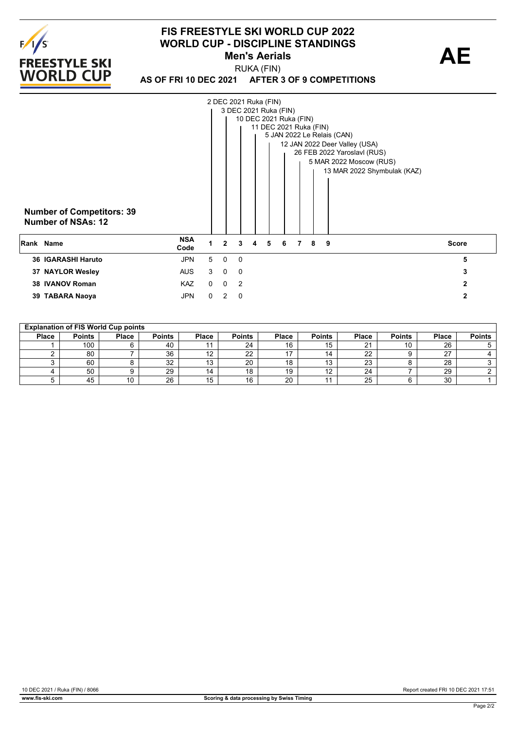# FIS FREESTYLE SKI WORLD CUP 2022
## WORLD CUP - DISCIPLINE STANDINGS
### Men's Aerials

**AE**

RUKA (FIN)

**AS OF FRI 10 DEC 2021 AFTER 3 OF 9 COMPETITIONS**

1. 2 DEC 2021 Ruka (FIN)
2. 3 DEC 2021 Ruka (FIN)
3. 10 DEC 2021 Ruka (FIN)
4. 11 DEC 2021 Ruka (FIN)
5. 5 JAN 2022 Le Relais (CAN)
6. 12 JAN 2022 Deer Valley (USA)
7. 26 FEB 2022 Yaroslavl (RUS)
8. 5 MAR 2022 Moscow (RUS)
9. 13 MAR 2022 Shymbulak (KAZ)

**Number of Competitors: 39**
**Number of NSAs: 12**

| Rank | Name | NSA Code | 1 | 2 | 3 | 4 | 5 | 6 | 7 | 8 | 9 | Score |
|---|---|---|---|---|---|---|---|---|---|---|---|---|
| 36 | IGARASHI Haruto | JPN | 5 | 0 | 0 | | | | | | | 5 |
| 37 | NAYLOR Wesley | AUS | 3 | 0 | 0 | | | | | | | 3 |
| 38 | IVANOV Roman | KAZ | 0 | 0 | 2 | | | | | | | 2 |
| 39 | TABARA Naoya | JPN | 0 | 2 | 0 | | | | | | | 2 |

**Explanation of FIS World Cup points**

| Place | Points | Place | Points | Place | Points | Place | Points | Place | Points | Place | Points |
|---|---|---|---|---|---|---|---|---|---|---|---|
| 1 | 100 | 6 | 40 | 11 | 24 | 16 | 15 | 21 | 10 | 26 | 5 |
| 2 | 80 | 7 | 36 | 12 | 22 | 17 | 14 | 22 | 9 | 27 | 4 |
| 3 | 60 | 8 | 32 | 13 | 20 | 18 | 13 | 23 | 8 | 28 | 3 |
| 4 | 50 | 9 | 29 | 14 | 18 | 19 | 12 | 24 | 7 | 29 | 2 |
| 5 | 45 | 10 | 26 | 15 | 16 | 20 | 11 | 25 | 6 | 30 | 1 |

10 DEC 2021 / Ruka (FIN) / 8066

Report created FRI 10 DEC 2021 17:51

www.fis-ski.com

Scoring & data processing by Swiss Timing